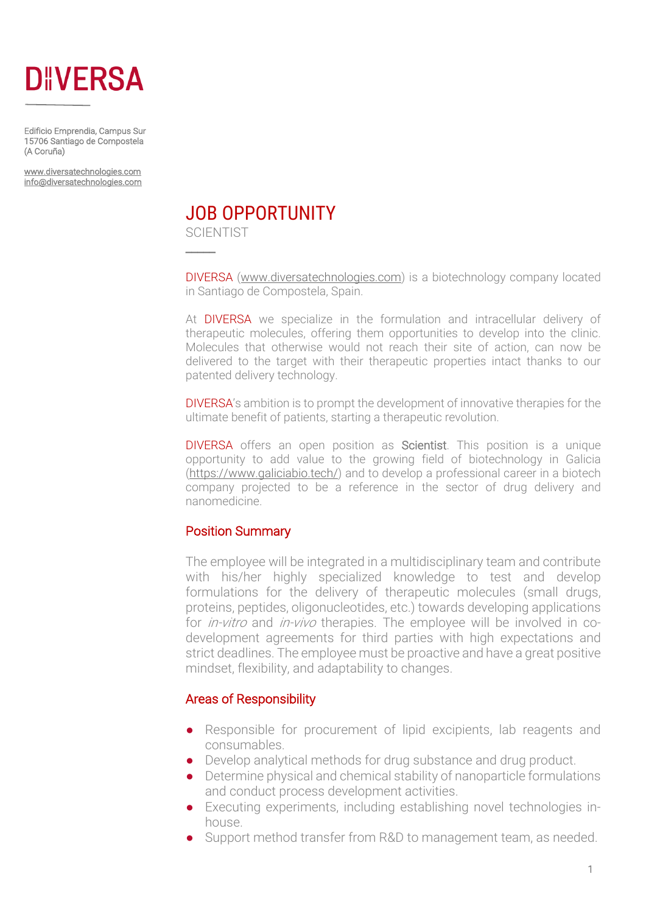# DIIVERSA

Edificio Emprendia, Campus Sur
15706 Santiago de Compostela
(A Coruña)

www.diversatechnologies.com
info@diversatechnologies.com

## JOB OPPORTUNITY

SCIENTIST

DIVERSA (www.diversatechnologies.com) is a biotechnology company located in Santiago de Compostela, Spain.

At DIVERSA we specialize in the formulation and intracellular delivery of therapeutic molecules, offering them opportunities to develop into the clinic. Molecules that otherwise would not reach their site of action, can now be delivered to the target with their therapeutic properties intact thanks to our patented delivery technology.

DIVERSA's ambition is to prompt the development of innovative therapies for the ultimate benefit of patients, starting a therapeutic revolution.

DIVERSA offers an open position as Scientist. This position is a unique opportunity to add value to the growing field of biotechnology in Galicia (https://www.galiciabio.tech/) and to develop a professional career in a biotech company projected to be a reference in the sector of drug delivery and nanomedicine.

### Position Summary

The employee will be integrated in a multidisciplinary team and contribute with his/her highly specialized knowledge to test and develop formulations for the delivery of therapeutic molecules (small drugs, proteins, peptides, oligonucleotides, etc.) towards developing applications for *in-vitro* and *in-vivo* therapies. The employee will be involved in co-development agreements for third parties with high expectations and strict deadlines. The employee must be proactive and have a great positive mindset, flexibility, and adaptability to changes.

### Areas of Responsibility

- Responsible for procurement of lipid excipients, lab reagents and consumables.
- Develop analytical methods for drug substance and drug product.
- Determine physical and chemical stability of nanoparticle formulations and conduct process development activities.
- Executing experiments, including establishing novel technologies in-house.
- Support method transfer from R&D to management team, as needed.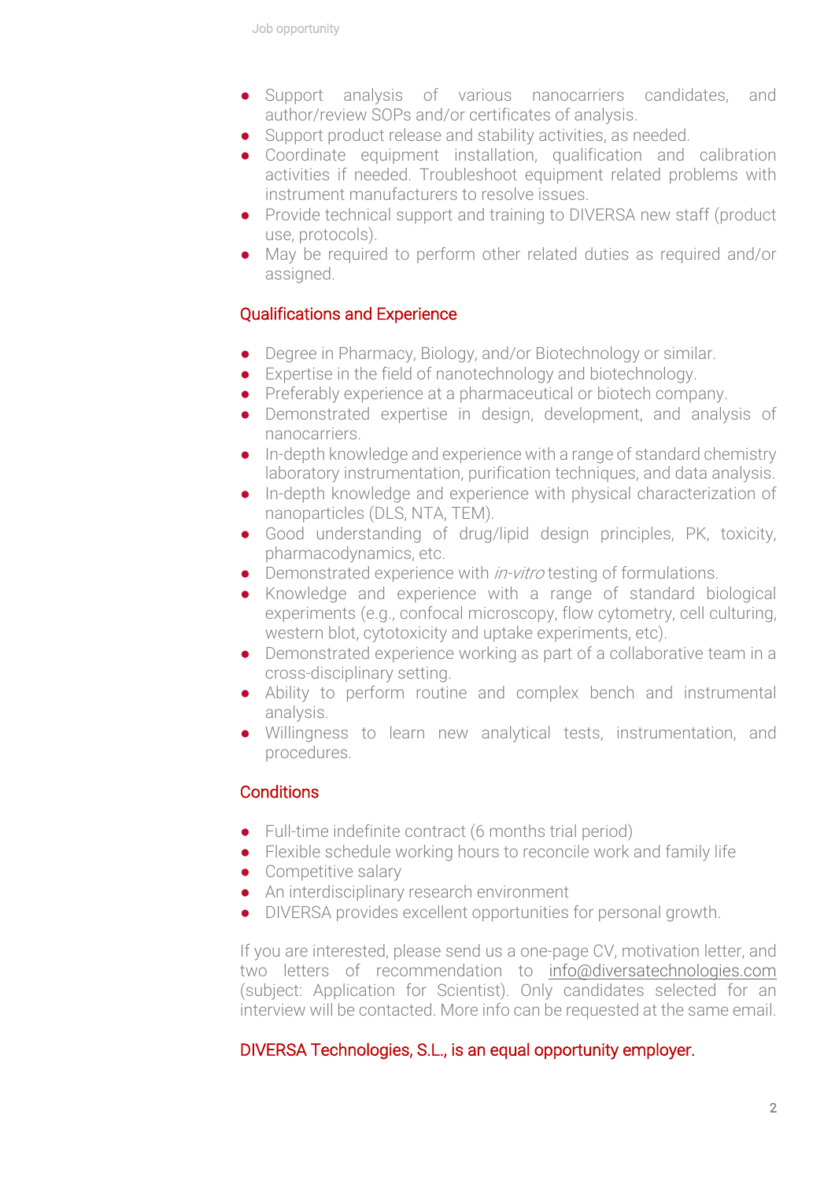- Support analysis of various nanocarriers candidates, and author/review SOPs and/or certificates of analysis.
- Support product release and stability activities, as needed.
- Coordinate equipment installation, qualification and calibration activities if needed. Troubleshoot equipment related problems with instrument manufacturers to resolve issues.
- Provide technical support and training to DIVERSA new staff (product use, protocols).
- May be required to perform other related duties as required and/or assigned.

## Qualifications and Experience

- Degree in Pharmacy, Biology, and/or Biotechnology or similar.
- Expertise in the field of nanotechnology and biotechnology.
- Preferably experience at a pharmaceutical or biotech company.
- Demonstrated expertise in design, development, and analysis of nanocarriers.
- In-depth knowledge and experience with a range of standard chemistry laboratory instrumentation, purification techniques, and data analysis.
- In-depth knowledge and experience with physical characterization of nanoparticles (DLS, NTA, TEM).
- Good understanding of drug/lipid design principles, PK, toxicity, pharmacodynamics, etc.
- Demonstrated experience with *in-vitro* testing of formulations.
- Knowledge and experience with a range of standard biological experiments (e.g., confocal microscopy, flow cytometry, cell culturing, western blot, cytotoxicity and uptake experiments, etc).
- Demonstrated experience working as part of a collaborative team in a cross-disciplinary setting.
- Ability to perform routine and complex bench and instrumental analysis.
- Willingness to learn new analytical tests, instrumentation, and procedures.

## Conditions

- Full-time indefinite contract (6 months trial period)
- Flexible schedule working hours to reconcile work and family life
- Competitive salary
- An interdisciplinary research environment
- DIVERSA provides excellent opportunities for personal growth.

If you are interested, please send us a one-page CV, motivation letter, and two letters of recommendation to info@diversatechnologies.com (subject: Application for Scientist). Only candidates selected for an interview will be contacted. More info can be requested at the same email.

## DIVERSA Technologies, S.L., is an equal opportunity employer.